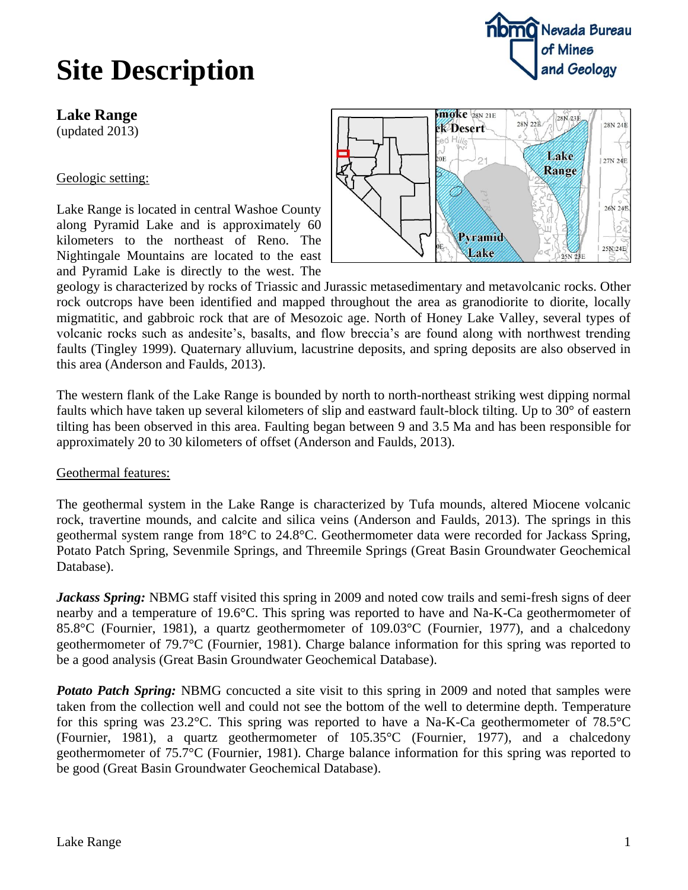# Site Description

## Lake Range
(updated 2013)

Geologic setting:

Lake Range is located in central Washoe County along Pyramid Lake and is approximately 60 kilometers to the northeast of Reno. The Nightingale Mountains are located to the east and Pyramid Lake is directly to the west. The geology is characterized by rocks of Triassic and Jurassic metasedimentary and metavolcanic rocks. Other rock outcrops have been identified and mapped throughout the area as granodiorite to diorite, locally migmatitic, and gabbroic rock that are of Mesozoic age. North of Honey Lake Valley, several types of volcanic rocks such as andesite's, basalts, and flow breccia's are found along with northwest trending faults (Tingley 1999). Quaternary alluvium, lacustrine deposits, and spring deposits are also observed in this area (Anderson and Faulds, 2013).

The western flank of the Lake Range is bounded by north to north-northeast striking west dipping normal faults which have taken up several kilometers of slip and eastward fault-block tilting. Up to 30° of eastern tilting has been observed in this area. Faulting began between 9 and 3.5 Ma and has been responsible for approximately 20 to 30 kilometers of offset (Anderson and Faulds, 2013).

Geothermal features:

The geothermal system in the Lake Range is characterized by Tufa mounds, altered Miocene volcanic rock, travertine mounds, and calcite and silica veins (Anderson and Faulds, 2013). The springs in this geothermal system range from 18°C to 24.8°C. Geothermometer data were recorded for Jackass Spring, Potato Patch Spring, Sevenmile Springs, and Threemile Springs (Great Basin Groundwater Geochemical Database).

***Jackass Spring:*** NBMG staff visited this spring in 2009 and noted cow trails and semi-fresh signs of deer nearby and a temperature of 19.6°C. This spring was reported to have and Na-K-Ca geothermometer of 85.8°C (Fournier, 1981), a quartz geothermometer of 109.03°C (Fournier, 1977), and a chalcedony geothermometer of 79.7°C (Fournier, 1981). Charge balance information for this spring was reported to be a good analysis (Great Basin Groundwater Geochemical Database).

***Potato Patch Spring:*** NBMG concucted a site visit to this spring in 2009 and noted that samples were taken from the collection well and could not see the bottom of the well to determine depth. Temperature for this spring was 23.2°C. This spring was reported to have a Na-K-Ca geothermometer of 78.5°C (Fournier, 1981), a quartz geothermometer of 105.35°C (Fournier, 1977), and a chalcedony geothermometer of 75.7°C (Fournier, 1981). Charge balance information for this spring was reported to be good (Great Basin Groundwater Geochemical Database).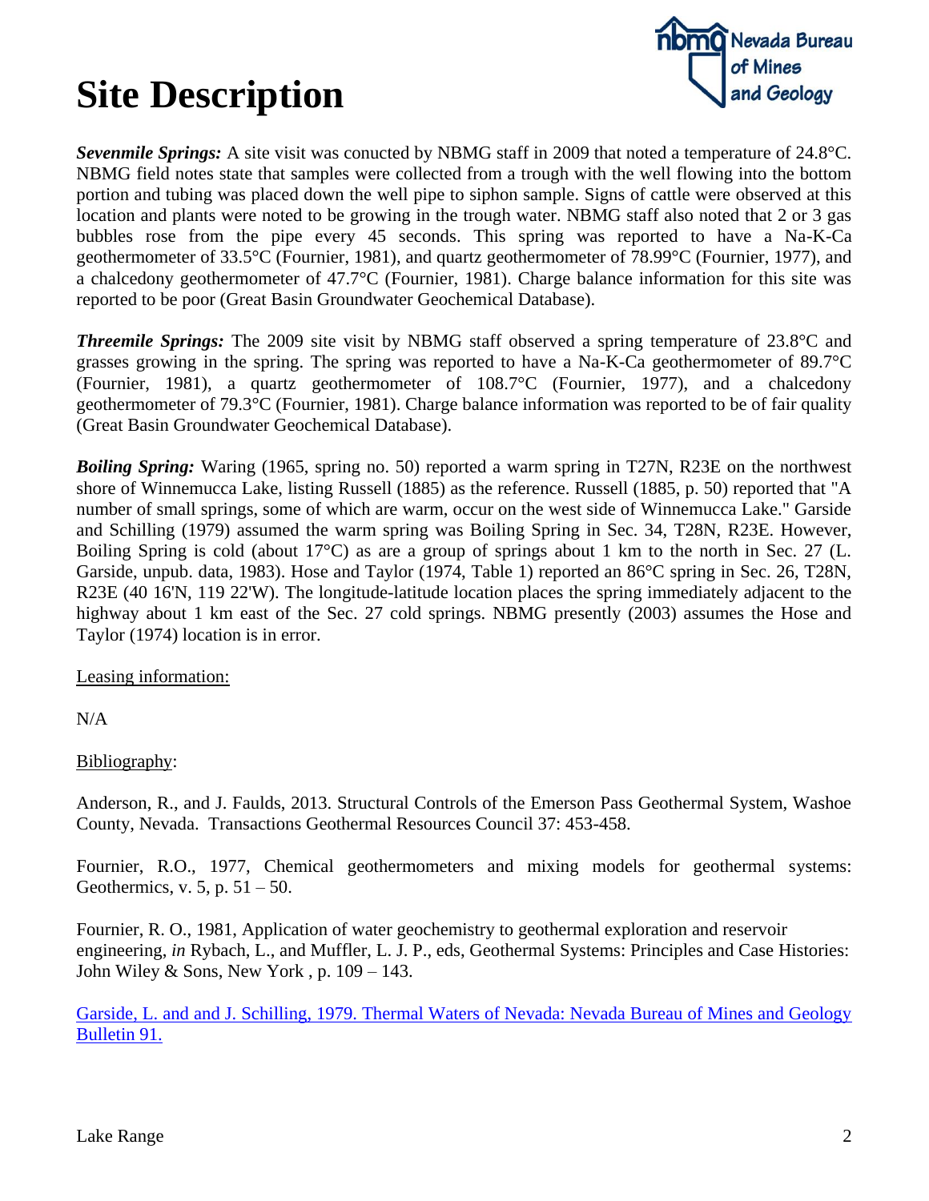# Site Description

***Sevenmile Springs:*** A site visit was conucted by NBMG staff in 2009 that noted a temperature of 24.8°C. NBMG field notes state that samples were collected from a trough with the well flowing into the bottom portion and tubing was placed down the well pipe to siphon sample. Signs of cattle were observed at this location and plants were noted to be growing in the trough water. NBMG staff also noted that 2 or 3 gas bubbles rose from the pipe every 45 seconds. This spring was reported to have a Na-K-Ca geothermometer of 33.5°C (Fournier, 1981), and quartz geothermometer of 78.99°C (Fournier, 1977), and a chalcedony geothermometer of 47.7°C (Fournier, 1981). Charge balance information for this site was reported to be poor (Great Basin Groundwater Geochemical Database).

***Threemile Springs:*** The 2009 site visit by NBMG staff observed a spring temperature of 23.8°C and grasses growing in the spring. The spring was reported to have a Na-K-Ca geothermometer of 89.7°C (Fournier, 1981), a quartz geothermometer of 108.7°C (Fournier, 1977), and a chalcedony geothermometer of 79.3°C (Fournier, 1981). Charge balance information was reported to be of fair quality (Great Basin Groundwater Geochemical Database).

***Boiling Spring:*** Waring (1965, spring no. 50) reported a warm spring in T27N, R23E on the northwest shore of Winnemucca Lake, listing Russell (1885) as the reference. Russell (1885, p. 50) reported that "A number of small springs, some of which are warm, occur on the west side of Winnemucca Lake." Garside and Schilling (1979) assumed the warm spring was Boiling Spring in Sec. 34, T28N, R23E. However, Boiling Spring is cold (about 17°C) as are a group of springs about 1 km to the north in Sec. 27 (L. Garside, unpub. data, 1983). Hose and Taylor (1974, Table 1) reported an 86°C spring in Sec. 26, T28N, R23E (40 16'N, 119 22'W). The longitude-latitude location places the spring immediately adjacent to the highway about 1 km east of the Sec. 27 cold springs. NBMG presently (2003) assumes the Hose and Taylor (1974) location is in error.

Leasing information:

N/A

Bibliography:

Anderson, R., and J. Faulds, 2013. Structural Controls of the Emerson Pass Geothermal System, Washoe County, Nevada. Transactions Geothermal Resources Council 37: 453-458.

Fournier, R.O., 1977, Chemical geothermometers and mixing models for geothermal systems: Geothermics, v. 5, p. 51 – 50.

Fournier, R. O., 1981, Application of water geochemistry to geothermal exploration and reservoir engineering, *in* Rybach, L., and Muffler, L. J. P., eds, Geothermal Systems: Principles and Case Histories: John Wiley & Sons, New York , p. 109 – 143.

Garside, L. and and J. Schilling, 1979. Thermal Waters of Nevada: Nevada Bureau of Mines and Geology Bulletin 91.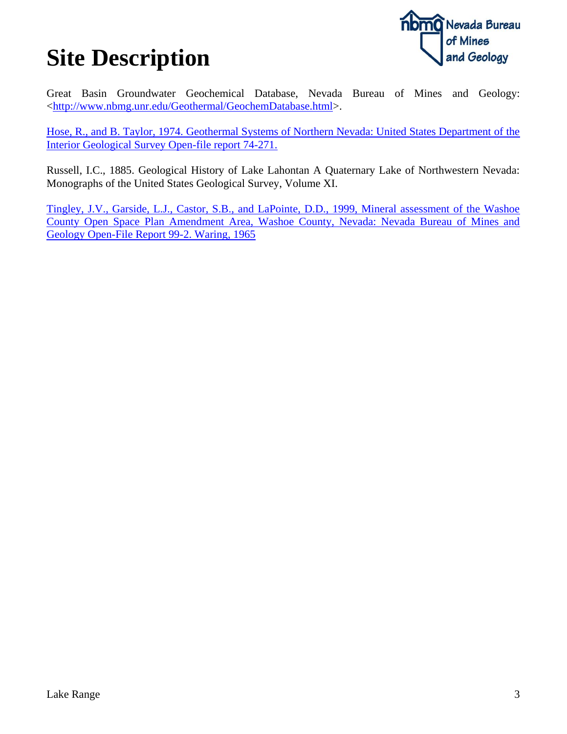# Site Description

Great Basin Groundwater Geochemical Database, Nevada Bureau of Mines and Geology: <http://www.nbmg.unr.edu/Geothermal/GeochemDatabase.html>.

Hose, R., and B. Taylor, 1974. Geothermal Systems of Northern Nevada: United States Department of the Interior Geological Survey Open-file report 74-271.

Russell, I.C., 1885. Geological History of Lake Lahontan A Quaternary Lake of Northwestern Nevada: Monographs of the United States Geological Survey, Volume XI.

Tingley, J.V., Garside, L.J., Castor, S.B., and LaPointe, D.D., 1999, Mineral assessment of the Washoe County Open Space Plan Amendment Area, Washoe County, Nevada: Nevada Bureau of Mines and Geology Open-File Report 99-2. Waring, 1965